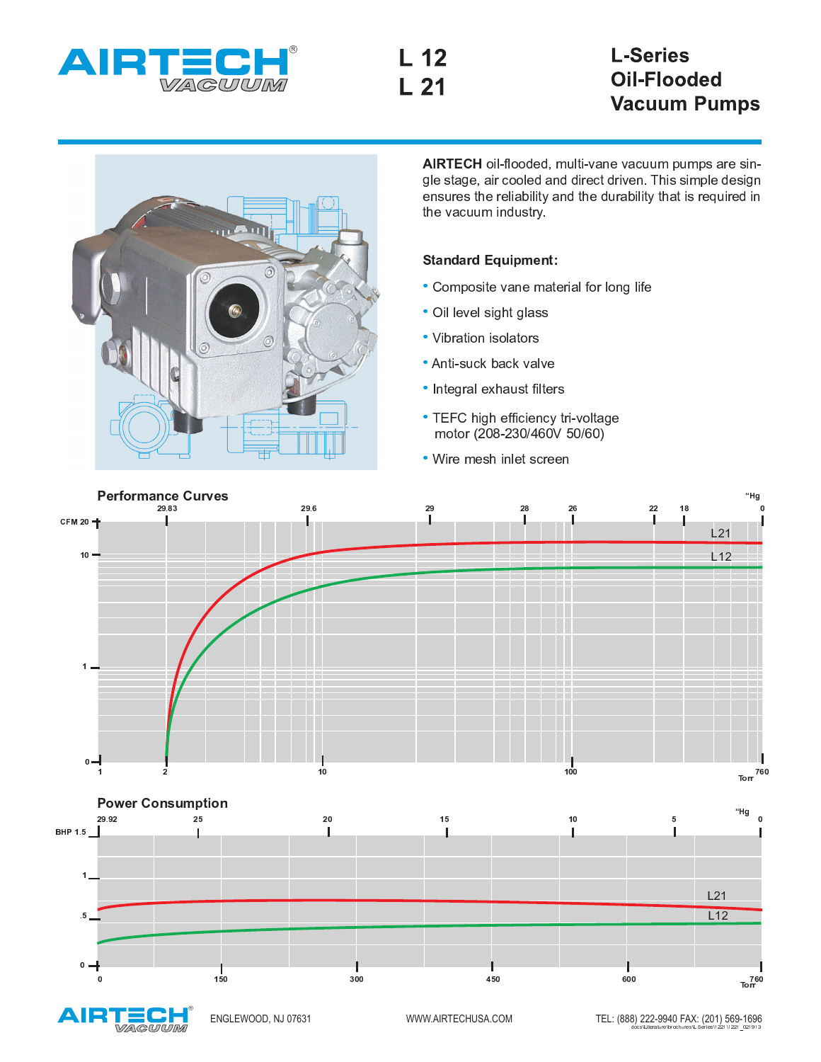# AIRTECH VACUUM

# L 12
# L 21

# L-Series Oil-Flooded Vacuum Pumps

**AIRTECH** oil-flooded, multi-vane vacuum pumps are single stage, air cooled and direct driven. This simple design ensures the reliability and the durability that is required in the vacuum industry.

**Standard Equipment:**

- Composite vane material for long life
- Oil level sight glass
- Vibration isolators
- Anti-suck back valve
- Integral exhaust filters
- TEFC high efficiency tri-voltage motor (208-230/460V 50/60)
- Wire mesh inlet screen

## Performance Curves

"Hg: 29.83, 29.6, 29, 28, 26, 22, 18, 0

CFM: 0, 1, 10, 20

Torr: 1, 2, 10, 100, 760

L21, L12

## Power Consumption

"Hg: 29.92, 25, 20, 15, 10, 5, 0

BHP: 0, .5, 1, 1.5

Torr: 0, 150, 300, 450, 600, 760

L21, L12

ENGLEWOOD, NJ 07631 WWW.AIRTECHUSA.COM TEL: (888) 222-9940 FAX: (201) 569-1696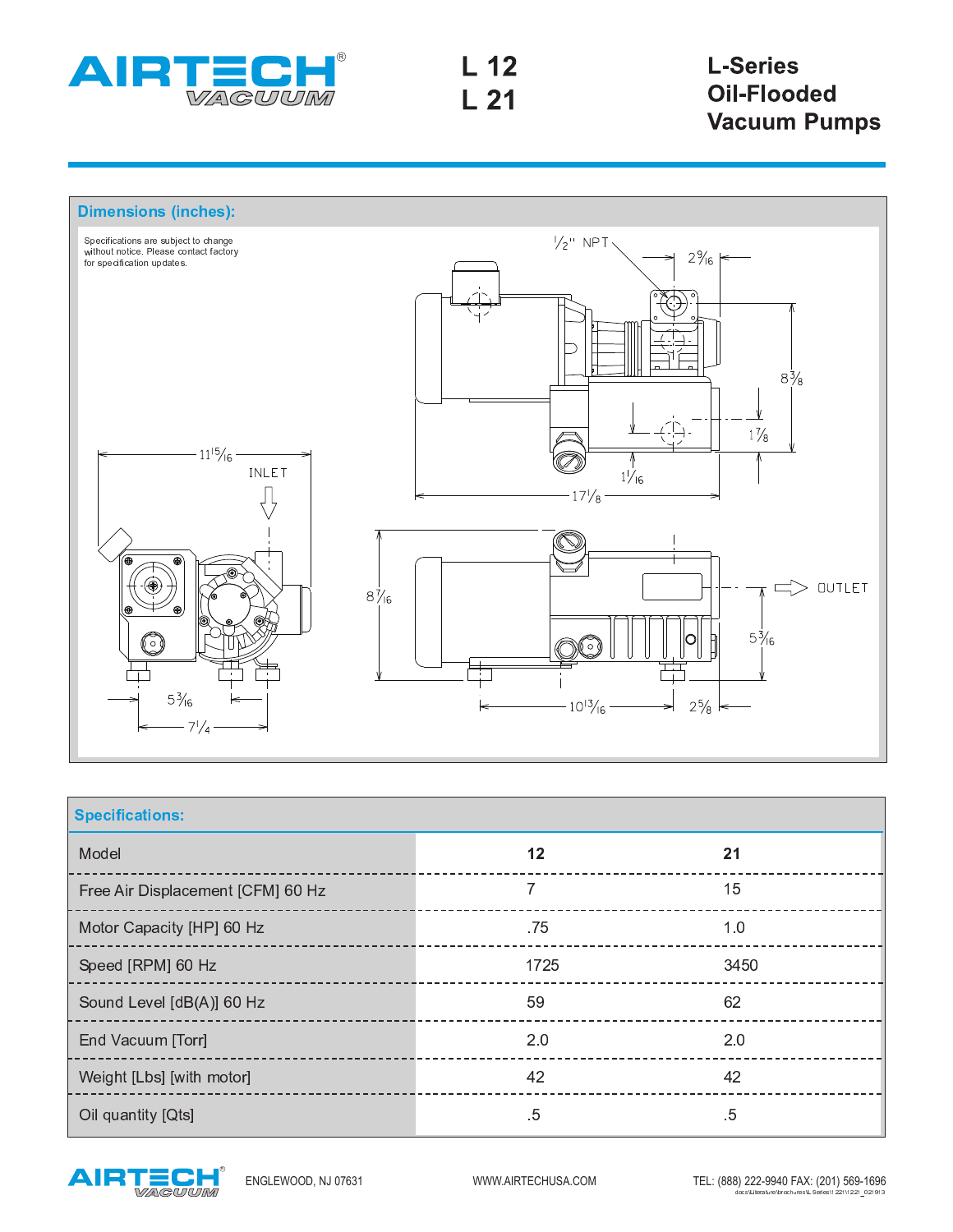# L 12
# L 21

## L-Series Oil-Flooded Vacuum Pumps

## Dimensions (inches):

Specifications are subject to change without notice. Please contact factory for specification updates.

½" NPT

$2\frac{9}{16}$

$8\frac{3}{8}$

$1\frac{7}{8}$

$1\frac{1}{16}$

$17\frac{1}{8}$

$11\frac{15}{16}$

INLET

$5\frac{3}{16}$

$7\frac{1}{4}$

$8\frac{7}{16}$

OUTLET

$5\frac{3}{16}$

$10\frac{13}{16}$

$2\frac{5}{8}$

## Specifications:

| Model | 12 | 21 |
| --- | --- | --- |
| Free Air Displacement [CFM] 60 Hz | 7 | 15 |
| Motor Capacity [HP] 60 Hz | .75 | 1.0 |
| Speed [RPM] 60 Hz | 1725 | 3450 |
| Sound Level [dB(A)] 60 Hz | 59 | 62 |
| End Vacuum [Torr] | 2.0 | 2.0 |
| Weight [Lbs] [with motor] | 42 | 42 |
| Oil quantity [Qts] | .5 | .5 |

ENGLEWOOD, NJ 07631 WWW.AIRTECHUSA.COM TEL: (888) 222-9940 FAX: (201) 569-1696